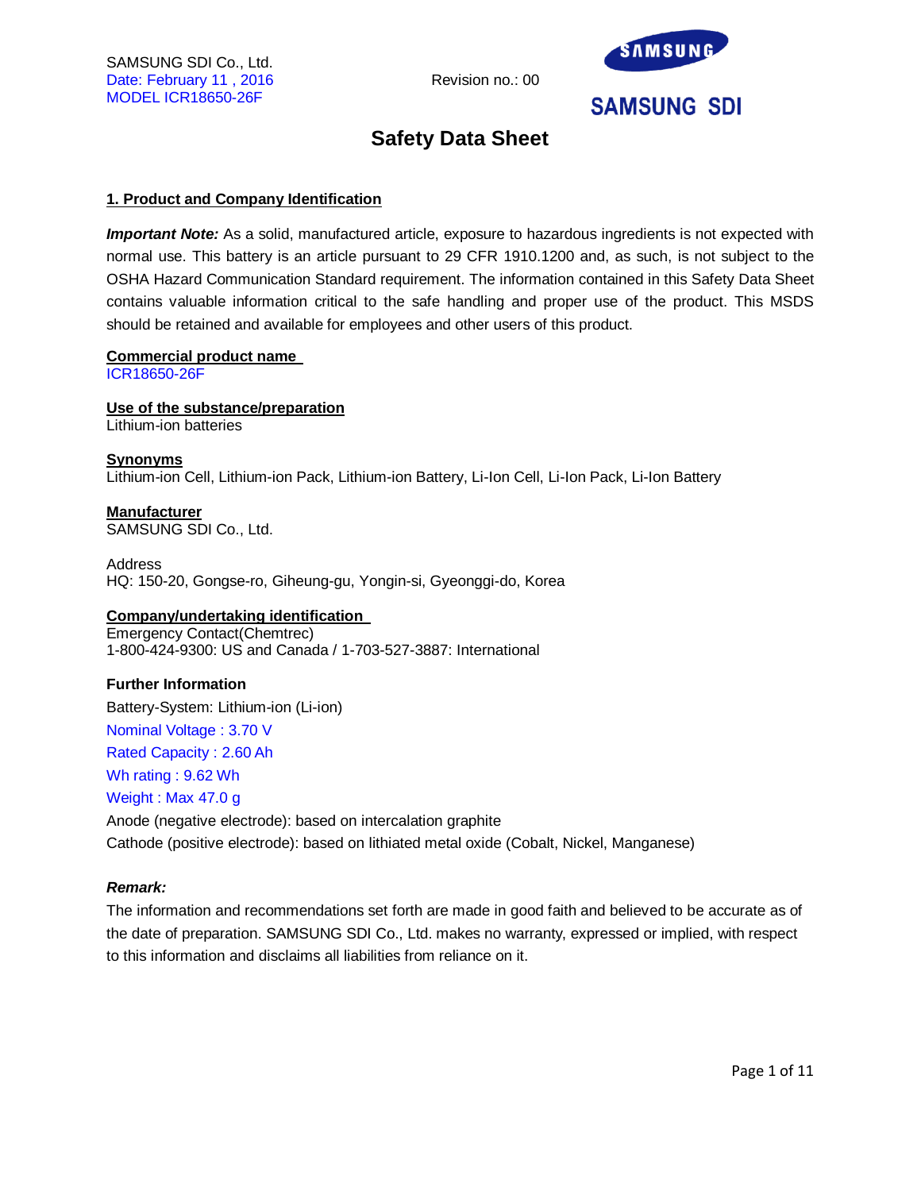SAMSUNG SDI Co., Ltd.
Date: February 11 , 2016
MODEL ICR18650-26F

Revision no.: 00

SAMSUNG SDI

# Safety Data Sheet

## 1. Product and Company Identification

***Important Note:*** As a solid, manufactured article, exposure to hazardous ingredients is not expected with normal use. This battery is an article pursuant to 29 CFR 1910.1200 and, as such, is not subject to the OSHA Hazard Communication Standard requirement. The information contained in this Safety Data Sheet contains valuable information critical to the safe handling and proper use of the product. This MSDS should be retained and available for employees and other users of this product.

**Commercial product name**
ICR18650-26F

**Use of the substance/preparation**
Lithium-ion batteries

**Synonyms**
Lithium-ion Cell, Lithium-ion Pack, Lithium-ion Battery, Li-Ion Cell, Li-Ion Pack, Li-Ion Battery

**Manufacturer**
SAMSUNG SDI Co., Ltd.

Address
HQ: 150-20, Gongse-ro, Giheung-gu, Yongin-si, Gyeonggi-do, Korea

**Company/undertaking identification**
Emergency Contact(Chemtrec)
1-800-424-9300: US and Canada / 1-703-527-3887: International

**Further Information**

Battery-System: Lithium-ion (Li-ion)

Nominal Voltage : 3.70 V

Rated Capacity : 2.60 Ah

Wh rating : 9.62 Wh

Weight : Max 47.0 g

Anode (negative electrode): based on intercalation graphite

Cathode (positive electrode): based on lithiated metal oxide (Cobalt, Nickel, Manganese)

***Remark:***

The information and recommendations set forth are made in good faith and believed to be accurate as of the date of preparation. SAMSUNG SDI Co., Ltd. makes no warranty, expressed or implied, with respect to this information and disclaims all liabilities from reliance on it.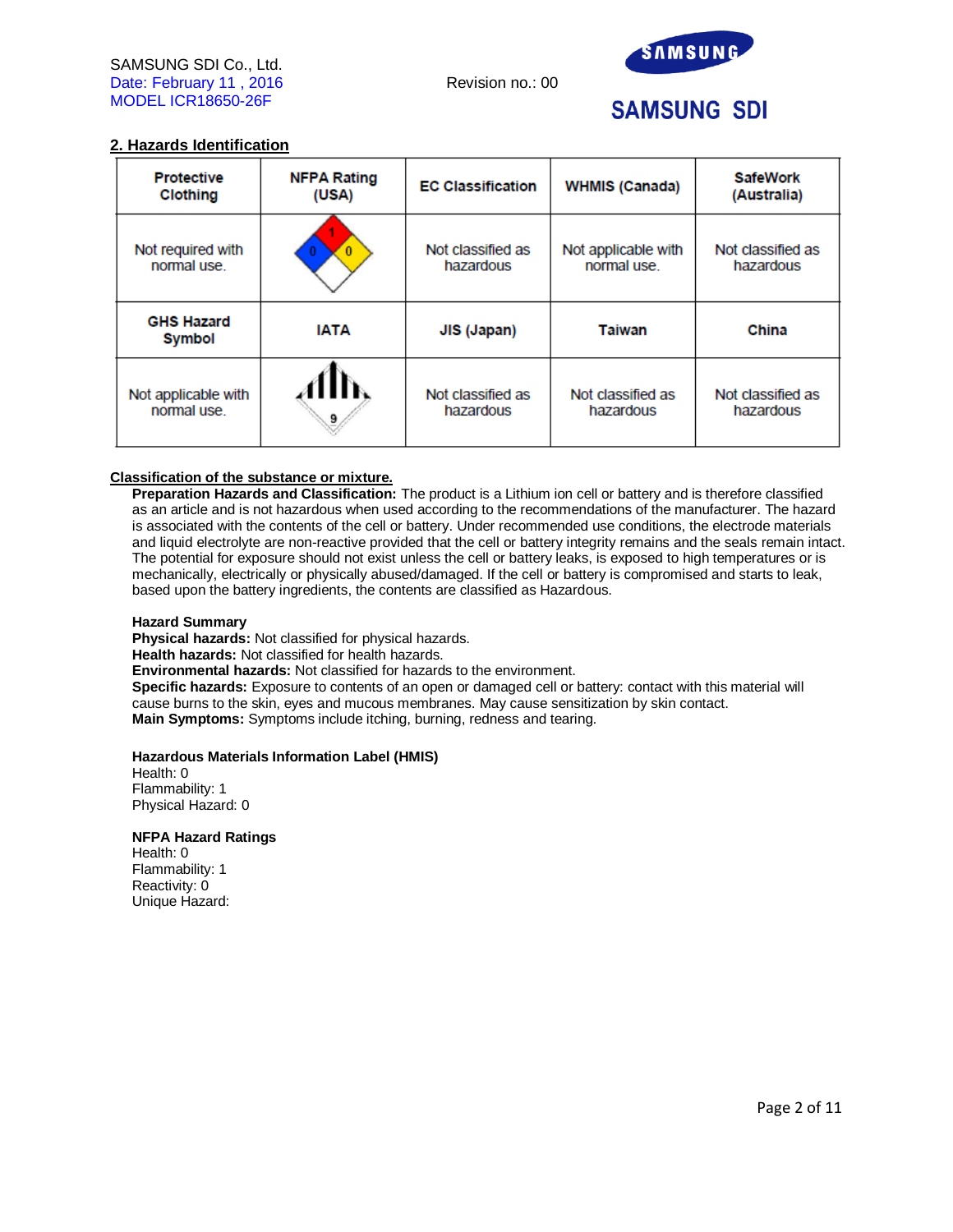SAMSUNG SDI Co., Ltd.
Date: February 11 , 2016
MODEL ICR18650-26F

Revision no.: 00

## 2. Hazards Identification

| Protective Clothing | NFPA Rating (USA) | EC Classification | WHMIS (Canada) | SafeWork (Australia) |
|---|---|---|---|---|
| Not required with normal use. | 1 / 0 / 0 | Not classified as hazardous | Not applicable with normal use. | Not classified as hazardous |
| **GHS Hazard Symbol** | **IATA** | **JIS (Japan)** | **Taiwan** | **China** |
| Not applicable with normal use. | 9 | Not classified as hazardous | Not classified as hazardous | Not classified as hazardous |

**Classification of the substance or mixture.**

**Preparation Hazards and Classification:** The product is a Lithium ion cell or battery and is therefore classified as an article and is not hazardous when used according to the recommendations of the manufacturer. The hazard is associated with the contents of the cell or battery. Under recommended use conditions, the electrode materials and liquid electrolyte are non-reactive provided that the cell or battery integrity remains and the seals remain intact. The potential for exposure should not exist unless the cell or battery leaks, is exposed to high temperatures or is mechanically, electrically or physically abused/damaged. If the cell or battery is compromised and starts to leak, based upon the battery ingredients, the contents are classified as Hazardous.

**Hazard Summary**
**Physical hazards:** Not classified for physical hazards.
**Health hazards:** Not classified for health hazards.
**Environmental hazards:** Not classified for hazards to the environment.
**Specific hazards:** Exposure to contents of an open or damaged cell or battery: contact with this material will cause burns to the skin, eyes and mucous membranes. May cause sensitization by skin contact.
**Main Symptoms:** Symptoms include itching, burning, redness and tearing.

**Hazardous Materials Information Label (HMIS)**
Health: 0
Flammability: 1
Physical Hazard: 0

**NFPA Hazard Ratings**
Health: 0
Flammability: 1
Reactivity: 0
Unique Hazard: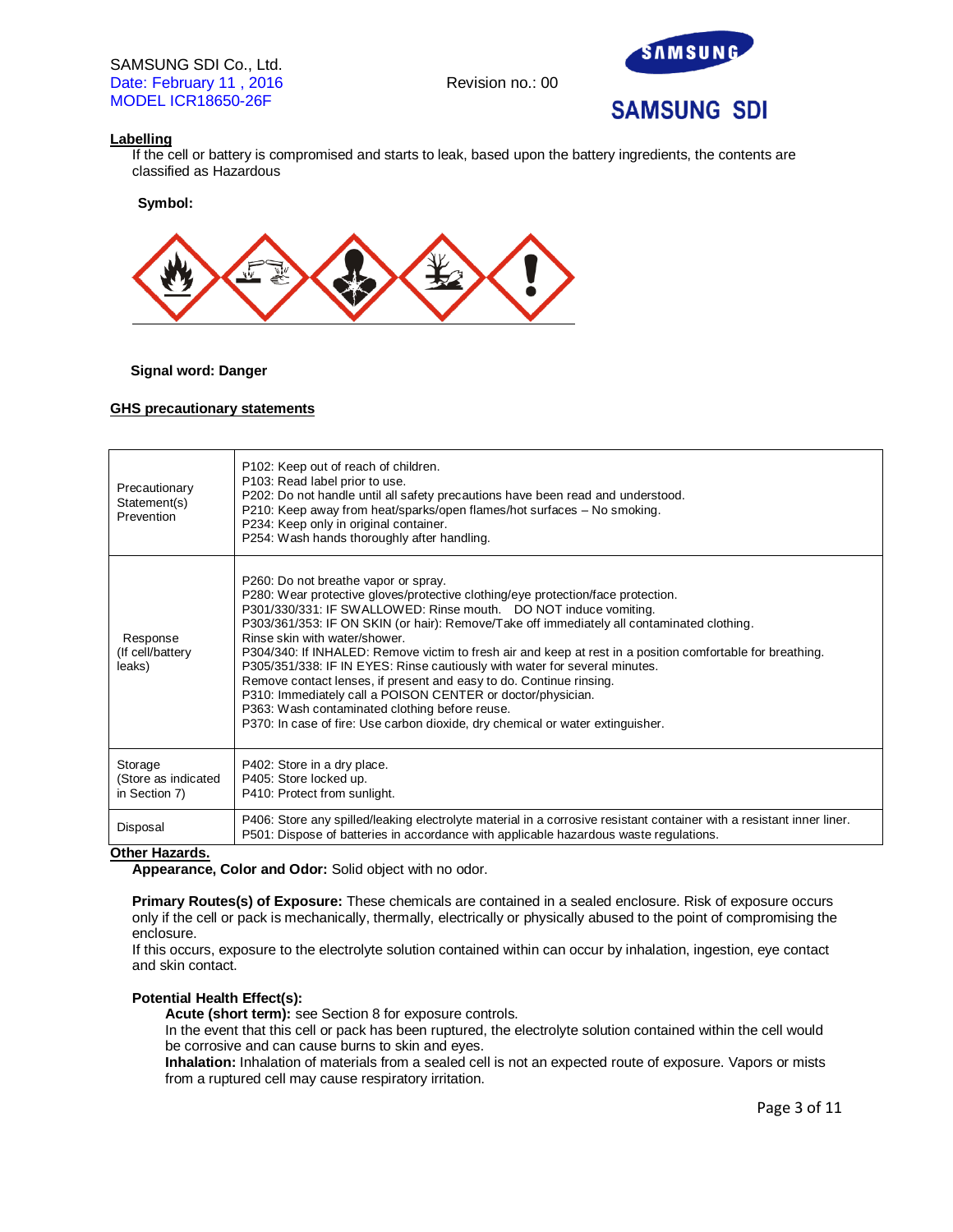## Labelling

If the cell or battery is compromised and starts to leak, based upon the battery ingredients, the contents are classified as Hazardous

**Symbol:**

**Signal word: Danger**

## GHS precautionary statements

| | |
|---|---|
| Precautionary Statement(s) Prevention | P102: Keep out of reach of children.<br>P103: Read label prior to use.<br>P202: Do not handle until all safety precautions have been read and understood.<br>P210: Keep away from heat/sparks/open flames/hot surfaces – No smoking.<br>P234: Keep only in original container.<br>P254: Wash hands thoroughly after handling. |
| Response (If cell/battery leaks) | P260: Do not breathe vapor or spray.<br>P280: Wear protective gloves/protective clothing/eye protection/face protection.<br>P301/330/331: IF SWALLOWED: Rinse mouth. DO NOT induce vomiting.<br>P303/361/353: IF ON SKIN (or hair): Remove/Take off immediately all contaminated clothing. Rinse skin with water/shower.<br>P304/340: If INHALED: Remove victim to fresh air and keep at rest in a position comfortable for breathing.<br>P305/351/338: IF IN EYES: Rinse cautiously with water for several minutes. Remove contact lenses, if present and easy to do. Continue rinsing.<br>P310: Immediately call a POISON CENTER or doctor/physician.<br>P363: Wash contaminated clothing before reuse.<br>P370: In case of fire: Use carbon dioxide, dry chemical or water extinguisher. |
| Storage (Store as indicated in Section 7) | P402: Store in a dry place.<br>P405: Store locked up.<br>P410: Protect from sunlight. |
| Disposal | P406: Store any spilled/leaking electrolyte material in a corrosive resistant container with a resistant inner liner.<br>P501: Dispose of batteries in accordance with applicable hazardous waste regulations. |

## Other Hazards.

**Appearance, Color and Odor:** Solid object with no odor.

**Primary Routes(s) of Exposure:** These chemicals are contained in a sealed enclosure. Risk of exposure occurs only if the cell or pack is mechanically, thermally, electrically or physically abused to the point of compromising the enclosure.
If this occurs, exposure to the electrolyte solution contained within can occur by inhalation, ingestion, eye contact and skin contact.

**Potential Health Effect(s):**

**Acute (short term):** see Section 8 for exposure controls.
In the event that this cell or pack has been ruptured, the electrolyte solution contained within the cell would be corrosive and can cause burns to skin and eyes.
**Inhalation:** Inhalation of materials from a sealed cell is not an expected route of exposure. Vapors or mists from a ruptured cell may cause respiratory irritation.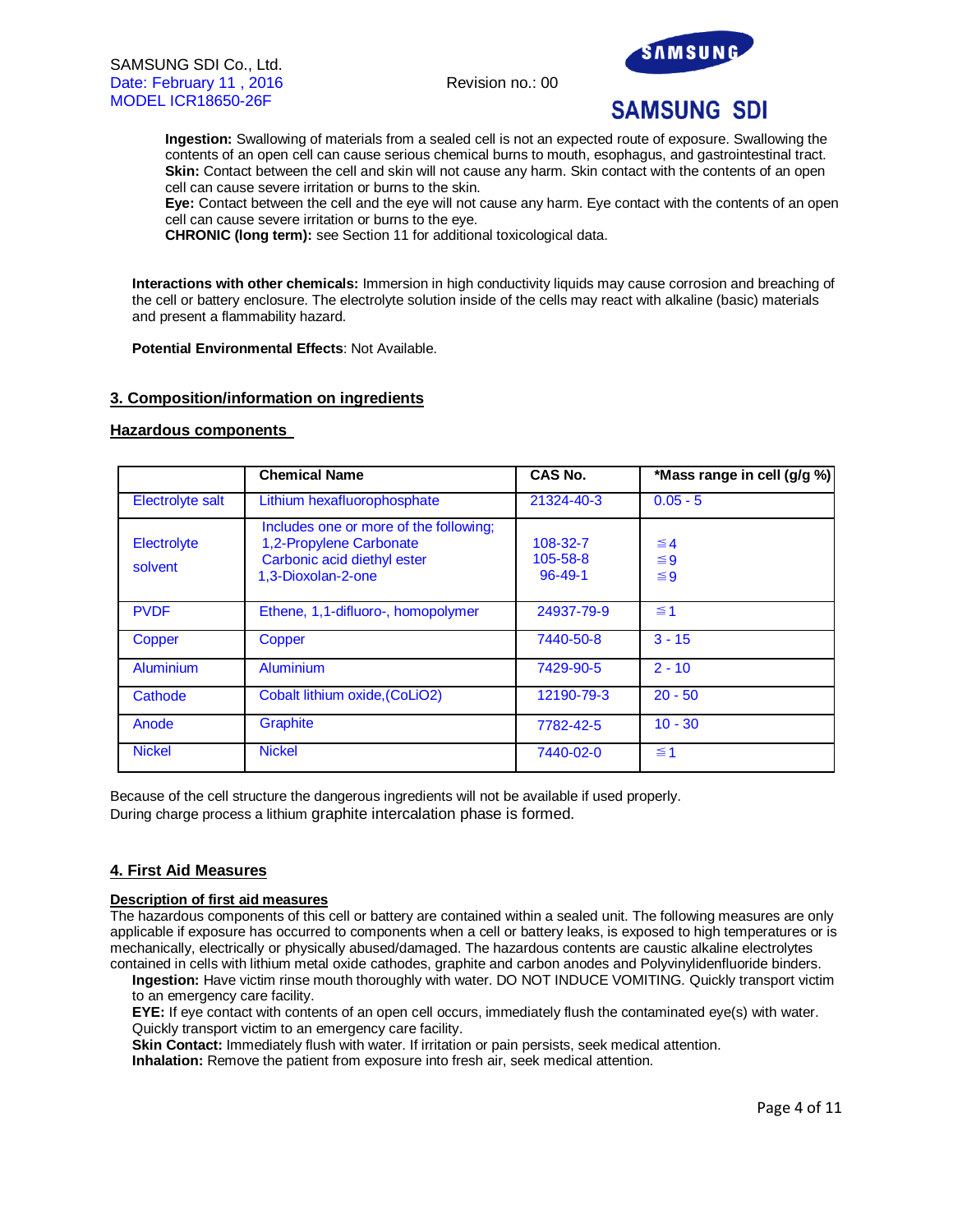**Ingestion:** Swallowing of materials from a sealed cell is not an expected route of exposure. Swallowing the contents of an open cell can cause serious chemical burns to mouth, esophagus, and gastrointestinal tract.
**Skin:** Contact between the cell and skin will not cause any harm. Skin contact with the contents of an open cell can cause severe irritation or burns to the skin.
**Eye:** Contact between the cell and the eye will not cause any harm. Eye contact with the contents of an open cell can cause severe irritation or burns to the eye.
**CHRONIC (long term):** see Section 11 for additional toxicological data.

**Interactions with other chemicals:** Immersion in high conductivity liquids may cause corrosion and breaching of the cell or battery enclosure. The electrolyte solution inside of the cells may react with alkaline (basic) materials and present a flammability hazard.

**Potential Environmental Effects**: Not Available.

## 3. Composition/information on ingredients

### Hazardous components

| | Chemical Name | CAS No. | *Mass range in cell (g/g %) |
|---|---|---|---|
| Electrolyte salt | Lithium hexafluorophosphate | 21324-40-3 | 0.05 - 5 |
| Electrolyte solvent | Includes one or more of the following; 1,2-Propylene Carbonate<br>Carbonic acid diethyl ester<br>1,3-Dioxolan-2-one | 108-32-7<br>105-58-8<br>96-49-1 | ≦4<br>≦9<br>≦9 |
| PVDF | Ethene, 1,1-difluoro-, homopolymer | 24937-79-9 | ≦1 |
| Copper | Copper | 7440-50-8 | 3 - 15 |
| Aluminium | Aluminium | 7429-90-5 | 2 - 10 |
| Cathode | Cobalt lithium oxide,(CoLiO2) | 12190-79-3 | 20 - 50 |
| Anode | Graphite | 7782-42-5 | 10 - 30 |
| Nickel | Nickel | 7440-02-0 | ≦1 |

Because of the cell structure the dangerous ingredients will not be available if used properly.
During charge process a lithium graphite intercalation phase is formed.

## 4. First Aid Measures

### Description of first aid measures

The hazardous components of this cell or battery are contained within a sealed unit. The following measures are only applicable if exposure has occurred to components when a cell or battery leaks, is exposed to high temperatures or is mechanically, electrically or physically abused/damaged. The hazardous contents are caustic alkaline electrolytes contained in cells with lithium metal oxide cathodes, graphite and carbon anodes and Polyvinylidenfluoride binders.

**Ingestion:** Have victim rinse mouth thoroughly with water. DO NOT INDUCE VOMITING. Quickly transport victim to an emergency care facility.
**EYE:** If eye contact with contents of an open cell occurs, immediately flush the contaminated eye(s) with water. Quickly transport victim to an emergency care facility.
**Skin Contact:** Immediately flush with water. If irritation or pain persists, seek medical attention.
**Inhalation:** Remove the patient from exposure into fresh air, seek medical attention.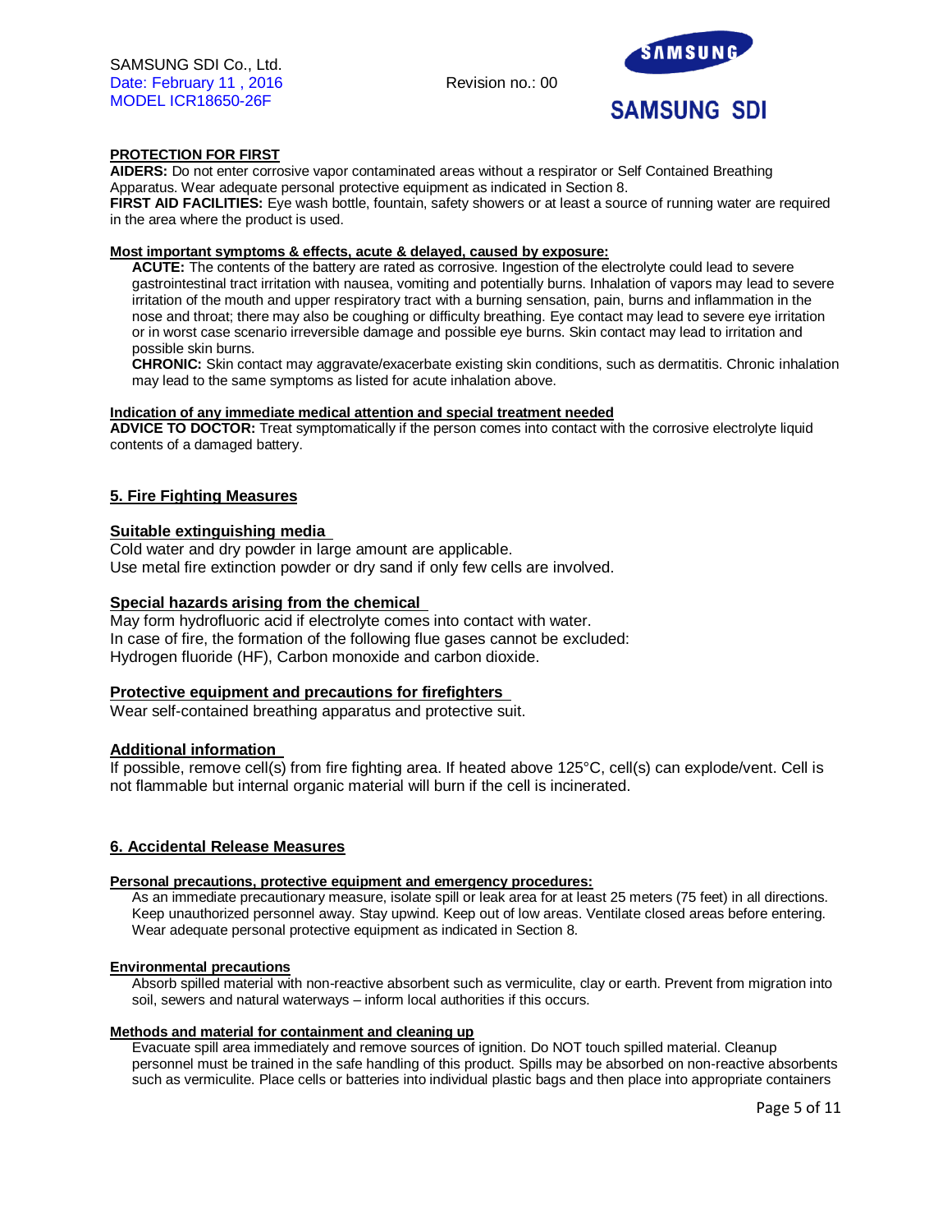**PROTECTION FOR FIRST AIDERS:** Do not enter corrosive vapor contaminated areas without a respirator or Self Contained Breathing Apparatus. Wear adequate personal protective equipment as indicated in Section 8.

**FIRST AID FACILITIES:** Eye wash bottle, fountain, safety showers or at least a source of running water are required in the area where the product is used.

**Most important symptoms & effects, acute & delayed, caused by exposure:**

**ACUTE:** The contents of the battery are rated as corrosive. Ingestion of the electrolyte could lead to severe gastrointestinal tract irritation with nausea, vomiting and potentially burns. Inhalation of vapors may lead to severe irritation of the mouth and upper respiratory tract with a burning sensation, pain, burns and inflammation in the nose and throat; there may also be coughing or difficulty breathing. Eye contact may lead to severe eye irritation or in worst case scenario irreversible damage and possible eye burns. Skin contact may lead to irritation and possible skin burns.

**CHRONIC:** Skin contact may aggravate/exacerbate existing skin conditions, such as dermatitis. Chronic inhalation may lead to the same symptoms as listed for acute inhalation above.

**Indication of any immediate medical attention and special treatment needed**

**ADVICE TO DOCTOR:** Treat symptomatically if the person comes into contact with the corrosive electrolyte liquid contents of a damaged battery.

## 5. Fire Fighting Measures

### Suitable extinguishing media

Cold water and dry powder in large amount are applicable.
Use metal fire extinction powder or dry sand if only few cells are involved.

### Special hazards arising from the chemical

May form hydrofluoric acid if electrolyte comes into contact with water.
In case of fire, the formation of the following flue gases cannot be excluded:
Hydrogen fluoride (HF), Carbon monoxide and carbon dioxide.

### Protective equipment and precautions for firefighters

Wear self-contained breathing apparatus and protective suit.

### Additional information

If possible, remove cell(s) from fire fighting area. If heated above 125°C, cell(s) can explode/vent. Cell is not flammable but internal organic material will burn if the cell is incinerated.

## 6. Accidental Release Measures

**Personal precautions, protective equipment and emergency procedures:**

As an immediate precautionary measure, isolate spill or leak area for at least 25 meters (75 feet) in all directions. Keep unauthorized personnel away. Stay upwind. Keep out of low areas. Ventilate closed areas before entering. Wear adequate personal protective equipment as indicated in Section 8.

**Environmental precautions**

Absorb spilled material with non-reactive absorbent such as vermiculite, clay or earth. Prevent from migration into soil, sewers and natural waterways – inform local authorities if this occurs.

**Methods and material for containment and cleaning up**

Evacuate spill area immediately and remove sources of ignition. Do NOT touch spilled material. Cleanup personnel must be trained in the safe handling of this product. Spills may be absorbed on non-reactive absorbents such as vermiculite. Place cells or batteries into individual plastic bags and then place into appropriate containers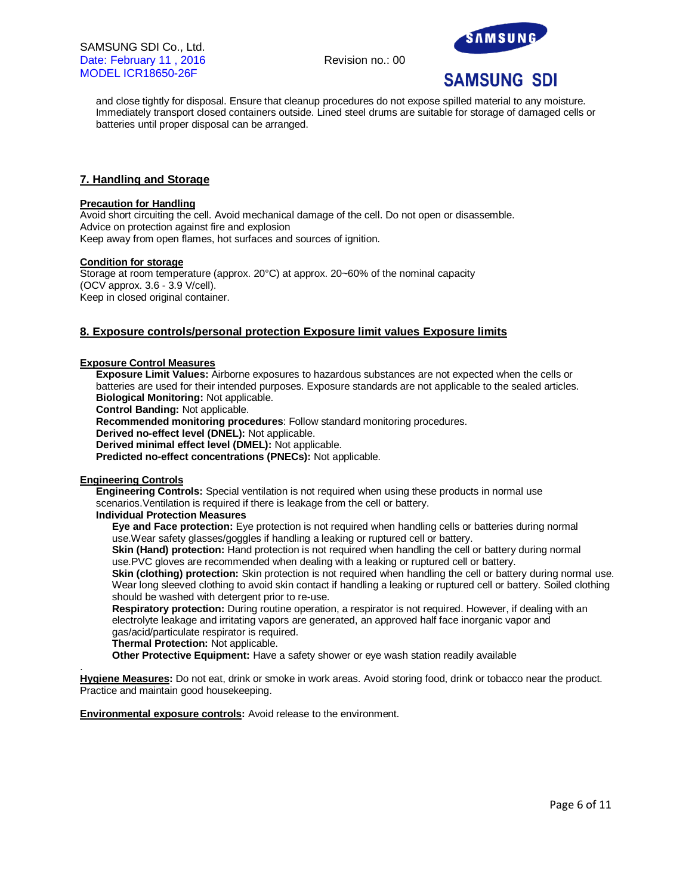and close tightly for disposal. Ensure that cleanup procedures do not expose spilled material to any moisture. Immediately transport closed containers outside. Lined steel drums are suitable for storage of damaged cells or batteries until proper disposal can be arranged.

## 7. Handling and Storage

**Precaution for Handling**

Avoid short circuiting the cell. Avoid mechanical damage of the cell. Do not open or disassemble.
Advice on protection against fire and explosion
Keep away from open flames, hot surfaces and sources of ignition.

**Condition for storage**

Storage at room temperature (approx. 20°C) at approx. 20~60% of the nominal capacity
(OCV approx. 3.6 - 3.9 V/cell).
Keep in closed original container.

## 8. Exposure controls/personal protection Exposure limit values Exposure limits

**Exposure Control Measures**

**Exposure Limit Values:** Airborne exposures to hazardous substances are not expected when the cells or batteries are used for their intended purposes. Exposure standards are not applicable to the sealed articles.
**Biological Monitoring:** Not applicable.
**Control Banding:** Not applicable.
**Recommended monitoring procedures**: Follow standard monitoring procedures.
**Derived no-effect level (DNEL):** Not applicable.
**Derived minimal effect level (DMEL):** Not applicable.
**Predicted no-effect concentrations (PNECs):** Not applicable.

**Engineering Controls**

**Engineering Controls:** Special ventilation is not required when using these products in normal use scenarios.Ventilation is required if there is leakage from the cell or battery.

**Individual Protection Measures**

**Eye and Face protection:** Eye protection is not required when handling cells or batteries during normal use.Wear safety glasses/goggles if handling a leaking or ruptured cell or battery.
**Skin (Hand) protection:** Hand protection is not required when handling the cell or battery during normal use.PVC gloves are recommended when dealing with a leaking or ruptured cell or battery.
**Skin (clothing) protection:** Skin protection is not required when handling the cell or battery during normal use. Wear long sleeved clothing to avoid skin contact if handling a leaking or ruptured cell or battery. Soiled clothing should be washed with detergent prior to re-use.
**Respiratory protection:** During routine operation, a respirator is not required. However, if dealing with an electrolyte leakage and irritating vapors are generated, an approved half face inorganic vapor and gas/acid/particulate respirator is required.
**Thermal Protection:** Not applicable.
**Other Protective Equipment:** Have a safety shower or eye wash station readily available

**Hygiene Measures:** Do not eat, drink or smoke in work areas. Avoid storing food, drink or tobacco near the product. Practice and maintain good housekeeping.

**Environmental exposure controls:** Avoid release to the environment.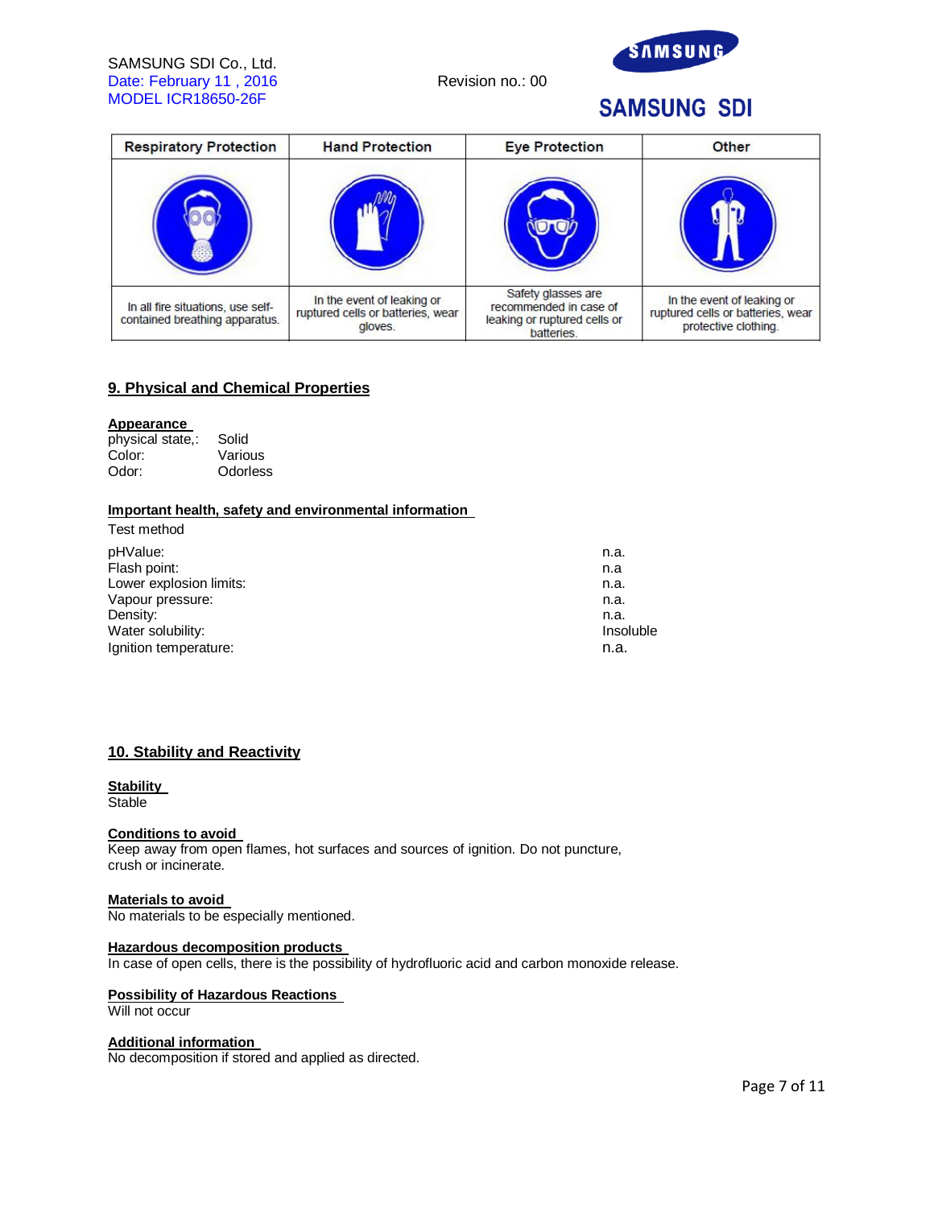| Respiratory Protection | Hand Protection | Eye Protection | Other |
|---|---|---|---|
| In all fire situations, use self-contained breathing apparatus. | In the event of leaking or ruptured cells or batteries, wear gloves. | Safety glasses are recommended in case of leaking or ruptured cells or batteries. | In the event of leaking or ruptured cells or batteries, wear protective clothing. |

## 9. Physical and Chemical Properties

**Appearance**

physical state,: Solid
Color: Various
Odor: Odorless

**Important health, safety and environmental information**

Test method

| | |
|---|---|
| pHValue: | n.a. |
| Flash point: | n.a |
| Lower explosion limits: | n.a. |
| Vapour pressure: | n.a. |
| Density: | n.a. |
| Water solubility: | Insoluble |
| Ignition temperature: | n.a. |

## 10. Stability and Reactivity

**Stability**

Stable

**Conditions to avoid**

Keep away from open flames, hot surfaces and sources of ignition. Do not puncture, crush or incinerate.

**Materials to avoid**

No materials to be especially mentioned.

**Hazardous decomposition products**

In case of open cells, there is the possibility of hydrofluoric acid and carbon monoxide release.

**Possibility of Hazardous Reactions**

Will not occur

**Additional information**

No decomposition if stored and applied as directed.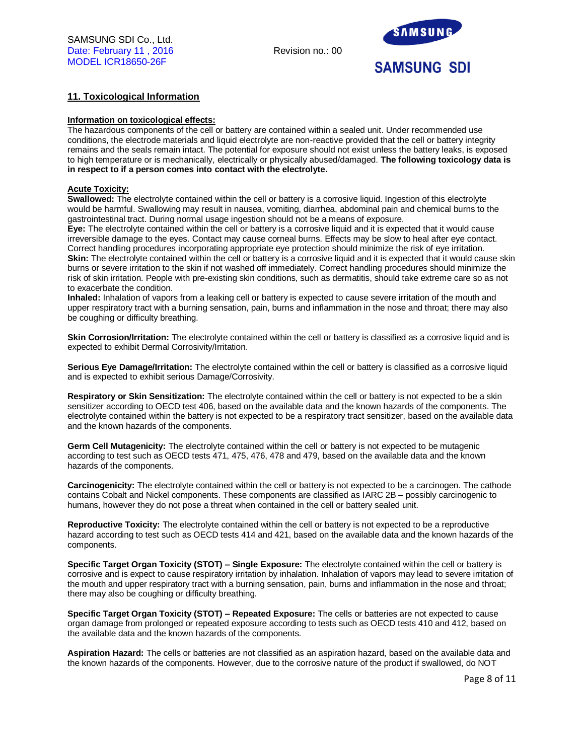## 11. Toxicological Information

**Information on toxicological effects:**

The hazardous components of the cell or battery are contained within a sealed unit. Under recommended use conditions, the electrode materials and liquid electrolyte are non-reactive provided that the cell or battery integrity remains and the seals remain intact. The potential for exposure should not exist unless the battery leaks, is exposed to high temperature or is mechanically, electrically or physically abused/damaged. **The following toxicology data is in respect to if a person comes into contact with the electrolyte.**

**Acute Toxicity:**

**Swallowed:** The electrolyte contained within the cell or battery is a corrosive liquid. Ingestion of this electrolyte would be harmful. Swallowing may result in nausea, vomiting, diarrhea, abdominal pain and chemical burns to the gastrointestinal tract. During normal usage ingestion should not be a means of exposure.

**Eye:** The electrolyte contained within the cell or battery is a corrosive liquid and it is expected that it would cause irreversible damage to the eyes. Contact may cause corneal burns. Effects may be slow to heal after eye contact. Correct handling procedures incorporating appropriate eye protection should minimize the risk of eye irritation.

**Skin:** The electrolyte contained within the cell or battery is a corrosive liquid and it is expected that it would cause skin burns or severe irritation to the skin if not washed off immediately. Correct handling procedures should minimize the risk of skin irritation. People with pre-existing skin conditions, such as dermatitis, should take extreme care so as not to exacerbate the condition.

**Inhaled:** Inhalation of vapors from a leaking cell or battery is expected to cause severe irritation of the mouth and upper respiratory tract with a burning sensation, pain, burns and inflammation in the nose and throat; there may also be coughing or difficulty breathing.

**Skin Corrosion/Irritation:** The electrolyte contained within the cell or battery is classified as a corrosive liquid and is expected to exhibit Dermal Corrosivity/Irritation.

**Serious Eye Damage/Irritation:** The electrolyte contained within the cell or battery is classified as a corrosive liquid and is expected to exhibit serious Damage/Corrosivity.

**Respiratory or Skin Sensitization:** The electrolyte contained within the cell or battery is not expected to be a skin sensitizer according to OECD test 406, based on the available data and the known hazards of the components. The electrolyte contained within the battery is not expected to be a respiratory tract sensitizer, based on the available data and the known hazards of the components.

**Germ Cell Mutagenicity:** The electrolyte contained within the cell or battery is not expected to be mutagenic according to test such as OECD tests 471, 475, 476, 478 and 479, based on the available data and the known hazards of the components.

**Carcinogenicity:** The electrolyte contained within the cell or battery is not expected to be a carcinogen. The cathode contains Cobalt and Nickel components. These components are classified as IARC 2B – possibly carcinogenic to humans, however they do not pose a threat when contained in the cell or battery sealed unit.

**Reproductive Toxicity:** The electrolyte contained within the cell or battery is not expected to be a reproductive hazard according to test such as OECD tests 414 and 421, based on the available data and the known hazards of the components.

**Specific Target Organ Toxicity (STOT) – Single Exposure:** The electrolyte contained within the cell or battery is corrosive and is expect to cause respiratory irritation by inhalation. Inhalation of vapors may lead to severe irritation of the mouth and upper respiratory tract with a burning sensation, pain, burns and inflammation in the nose and throat; there may also be coughing or difficulty breathing.

**Specific Target Organ Toxicity (STOT) – Repeated Exposure:** The cells or batteries are not expected to cause organ damage from prolonged or repeated exposure according to tests such as OECD tests 410 and 412, based on the available data and the known hazards of the components.

**Aspiration Hazard:** The cells or batteries are not classified as an aspiration hazard, based on the available data and the known hazards of the components. However, due to the corrosive nature of the product if swallowed, do NOT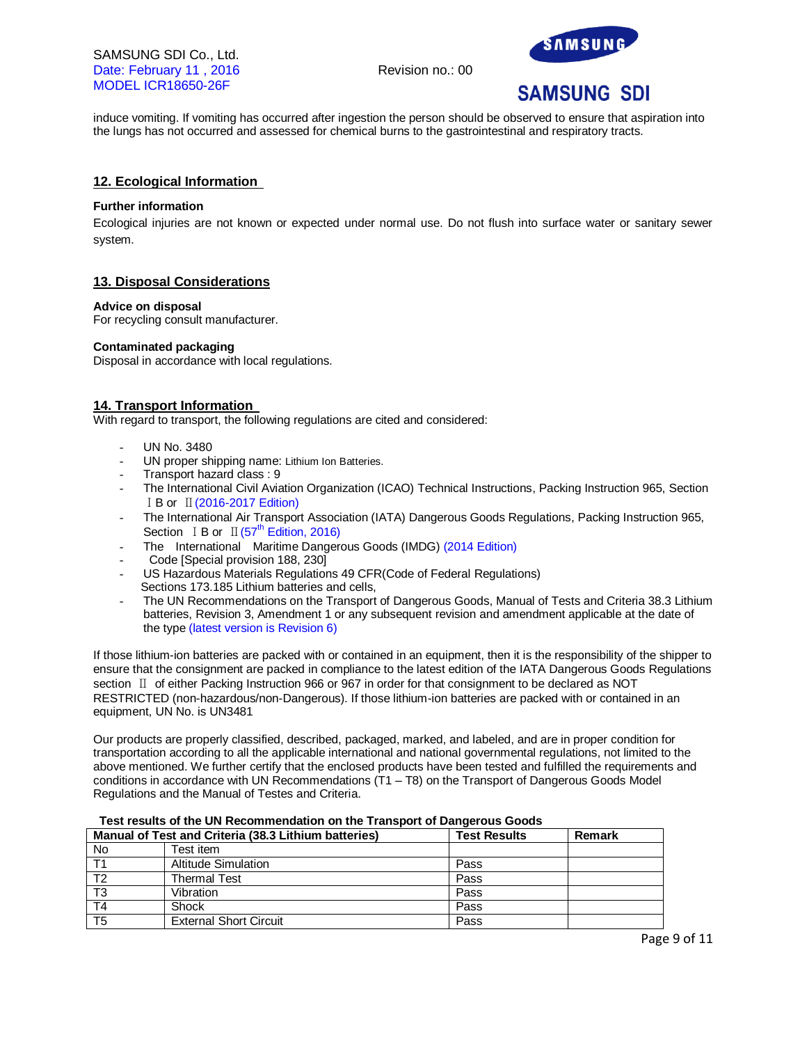induce vomiting. If vomiting has occurred after ingestion the person should be observed to ensure that aspiration into the lungs has not occurred and assessed for chemical burns to the gastrointestinal and respiratory tracts.

## 12. Ecological Information

**Further information**

Ecological injuries are not known or expected under normal use. Do not flush into surface water or sanitary sewer system.

## 13. Disposal Considerations

**Advice on disposal**

For recycling consult manufacturer.

**Contaminated packaging**

Disposal in accordance with local regulations.

## 14. Transport Information

With regard to transport, the following regulations are cited and considered:

- UN No. 3480
- UN proper shipping name: Lithium Ion Batteries.
- Transport hazard class : 9
- The International Civil Aviation Organization (ICAO) Technical Instructions, Packing Instruction 965, Section Ⅰ B or Ⅱ (2016-2017 Edition)
- The International Air Transport Association (IATA) Dangerous Goods Regulations, Packing Instruction 965, Section Ⅰ B or Ⅱ (57th Edition, 2016)
- The International Maritime Dangerous Goods (IMDG) (2014 Edition)
- Code [Special provision 188, 230]
- US Hazardous Materials Regulations 49 CFR(Code of Federal Regulations) Sections 173.185 Lithium batteries and cells,
- The UN Recommendations on the Transport of Dangerous Goods, Manual of Tests and Criteria 38.3 Lithium batteries, Revision 3, Amendment 1 or any subsequent revision and amendment applicable at the date of the type (latest version is Revision 6)

If those lithium-ion batteries are packed with or contained in an equipment, then it is the responsibility of the shipper to ensure that the consignment are packed in compliance to the latest edition of the IATA Dangerous Goods Regulations section Ⅱ of either Packing Instruction 966 or 967 in order for that consignment to be declared as NOT RESTRICTED (non-hazardous/non-Dangerous). If those lithium-ion batteries are packed with or contained in an equipment, UN No. is UN3481

Our products are properly classified, described, packaged, marked, and labeled, and are in proper condition for transportation according to all the applicable international and national governmental regulations, not limited to the above mentioned. We further certify that the enclosed products have been tested and fulfilled the requirements and conditions in accordance with UN Recommendations (T1 – T8) on the Transport of Dangerous Goods Model Regulations and the Manual of Testes and Criteria.

**Test results of the UN Recommendation on the Transport of Dangerous Goods**

| Manual of Test and Criteria (38.3 Lithium batteries) | | Test Results | Remark |
|---|---|---|---|
| No | Test item | | |
| T1 | Altitude Simulation | Pass | |
| T2 | Thermal Test | Pass | |
| T3 | Vibration | Pass | |
| T4 | Shock | Pass | |
| T5 | External Short Circuit | Pass | |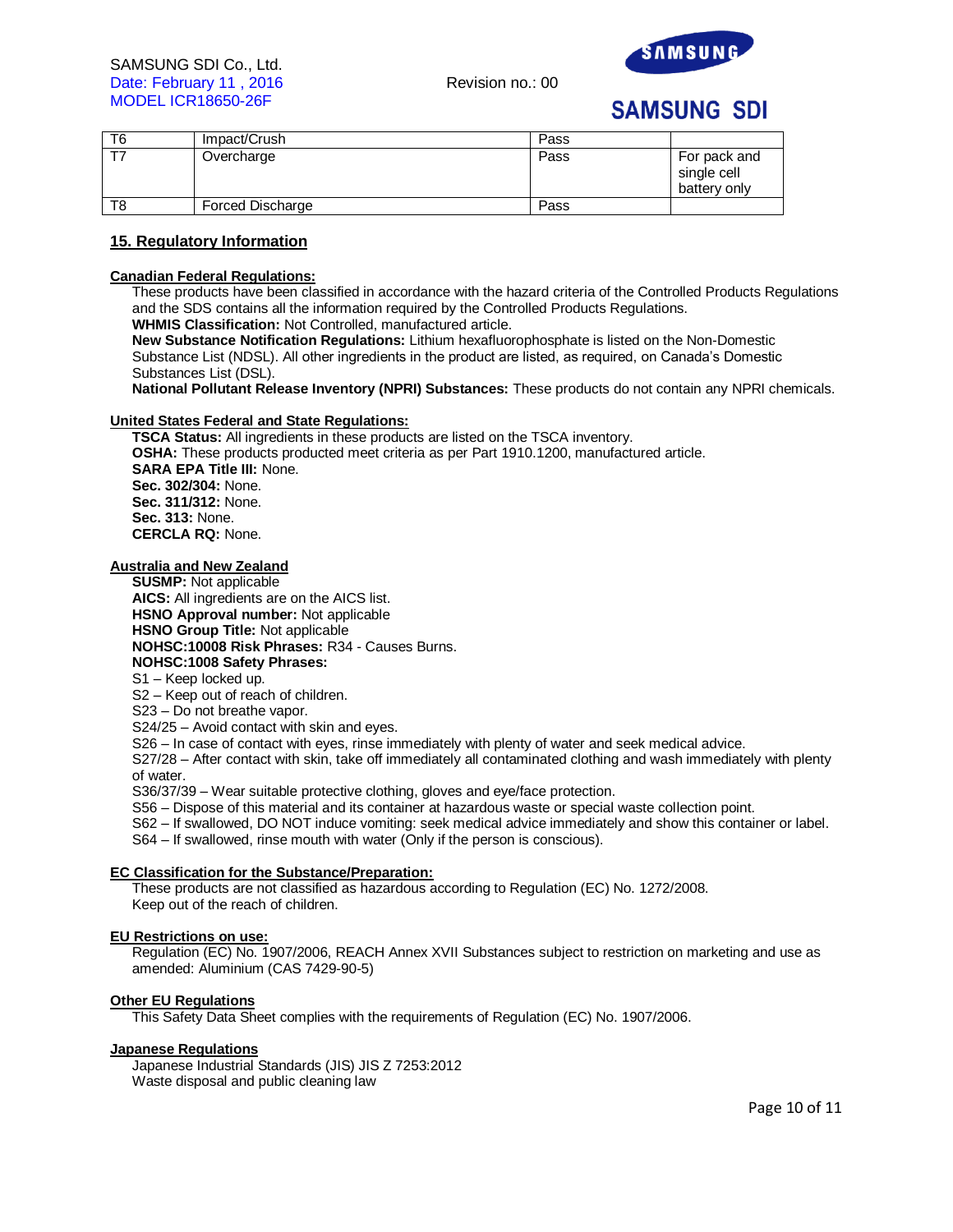| T6 | Impact/Crush | Pass | |
|---|---|---|---|
| T7 | Overcharge | Pass | For pack and single cell battery only |
| T8 | Forced Discharge | Pass | |

## 15. Regulatory Information

**Canadian Federal Regulations:**

These products have been classified in accordance with the hazard criteria of the Controlled Products Regulations and the SDS contains all the information required by the Controlled Products Regulations.

**WHMIS Classification:** Not Controlled, manufactured article.

**New Substance Notification Regulations:** Lithium hexafluorophosphate is listed on the Non-Domestic Substance List (NDSL). All other ingredients in the product are listed, as required, on Canada's Domestic Substances List (DSL).

**National Pollutant Release Inventory (NPRI) Substances:** These products do not contain any NPRI chemicals.

**United States Federal and State Regulations:**

**TSCA Status:** All ingredients in these products are listed on the TSCA inventory.
**OSHA:** These products producted meet criteria as per Part 1910.1200, manufactured article.
**SARA EPA Title III:** None.
**Sec. 302/304:** None.
**Sec. 311/312:** None.
**Sec. 313:** None.
**CERCLA RQ:** None.

**Australia and New Zealand**

**SUSMP:** Not applicable
**AICS:** All ingredients are on the AICS list.
**HSNO Approval number:** Not applicable
**HSNO Group Title:** Not applicable
**NOHSC:10008 Risk Phrases:** R34 - Causes Burns.
**NOHSC:1008 Safety Phrases:**

S1 – Keep locked up.
S2 – Keep out of reach of children.
S23 – Do not breathe vapor.
S24/25 – Avoid contact with skin and eyes.
S26 – In case of contact with eyes, rinse immediately with plenty of water and seek medical advice.
S27/28 – After contact with skin, take off immediately all contaminated clothing and wash immediately with plenty of water.
S36/37/39 – Wear suitable protective clothing, gloves and eye/face protection.
S56 – Dispose of this material and its container at hazardous waste or special waste collection point.
S62 – If swallowed, DO NOT induce vomiting: seek medical advice immediately and show this container or label.
S64 – If swallowed, rinse mouth with water (Only if the person is conscious).

**EC Classification for the Substance/Preparation:**

These products are not classified as hazardous according to Regulation (EC) No. 1272/2008.
Keep out of the reach of children.

**EU Restrictions on use:**

Regulation (EC) No. 1907/2006, REACH Annex XVII Substances subject to restriction on marketing and use as amended: Aluminium (CAS 7429-90-5)

**Other EU Regulations**

This Safety Data Sheet complies with the requirements of Regulation (EC) No. 1907/2006.

**Japanese Regulations**

Japanese Industrial Standards (JIS) JIS Z 7253:2012
Waste disposal and public cleaning law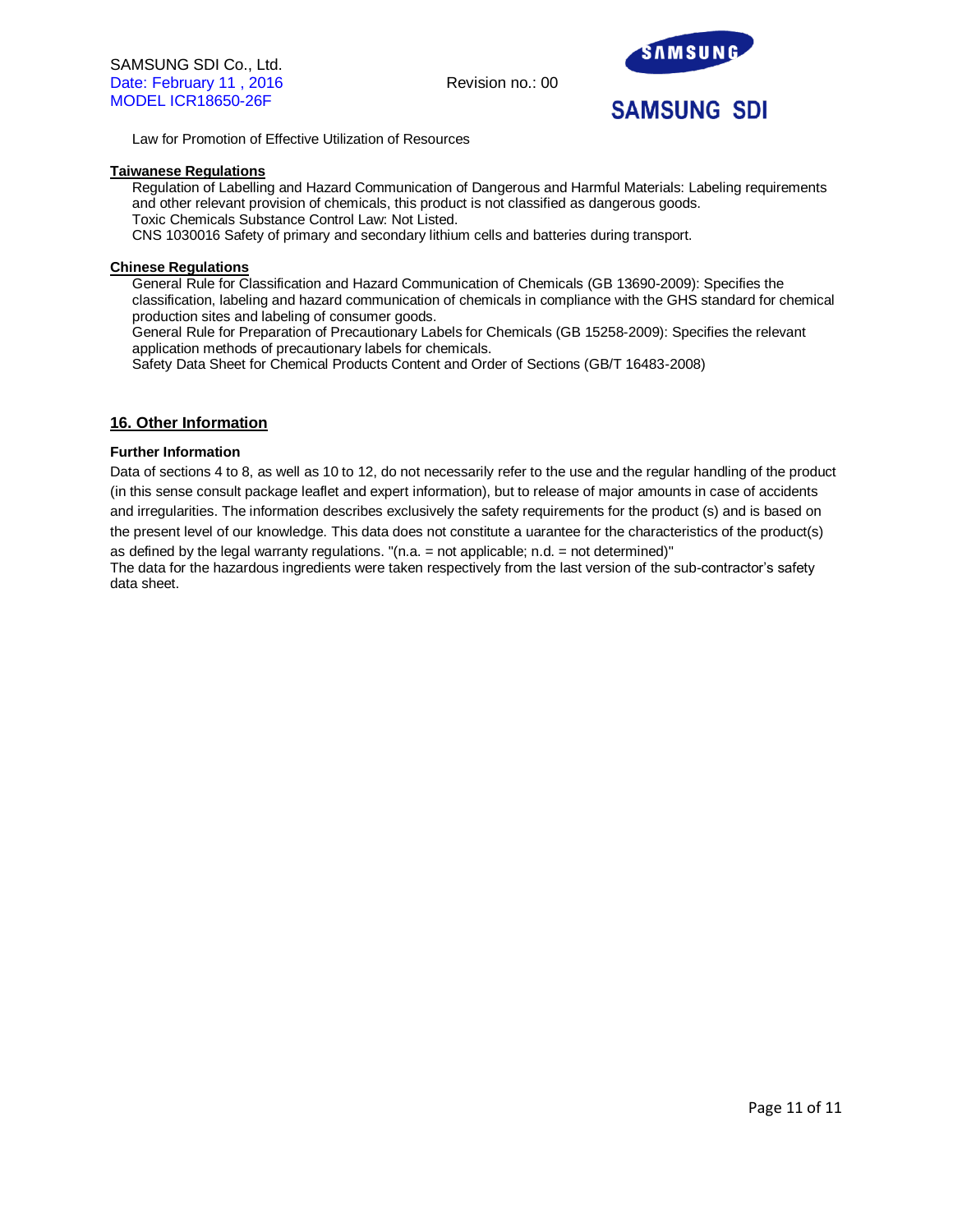Law for Promotion of Effective Utilization of Resources

**Taiwanese Regulations**

Regulation of Labelling and Hazard Communication of Dangerous and Harmful Materials: Labeling requirements and other relevant provision of chemicals, this product is not classified as dangerous goods.
Toxic Chemicals Substance Control Law: Not Listed.
CNS 1030016 Safety of primary and secondary lithium cells and batteries during transport.

**Chinese Regulations**

General Rule for Classification and Hazard Communication of Chemicals (GB 13690-2009): Specifies the classification, labeling and hazard communication of chemicals in compliance with the GHS standard for chemical production sites and labeling of consumer goods.
General Rule for Preparation of Precautionary Labels for Chemicals (GB 15258-2009): Specifies the relevant application methods of precautionary labels for chemicals.
Safety Data Sheet for Chemical Products Content and Order of Sections (GB/T 16483-2008)

## 16. Other Information

**Further Information**

Data of sections 4 to 8, as well as 10 to 12, do not necessarily refer to the use and the regular handling of the product (in this sense consult package leaflet and expert information), but to release of major amounts in case of accidents and irregularities. The information describes exclusively the safety requirements for the product (s) and is based on the present level of our knowledge. This data does not constitute a uarantee for the characteristics of the product(s) as defined by the legal warranty regulations. "(n.a. = not applicable; n.d. = not determined)"
The data for the hazardous ingredients were taken respectively from the last version of the sub-contractor's safety data sheet.